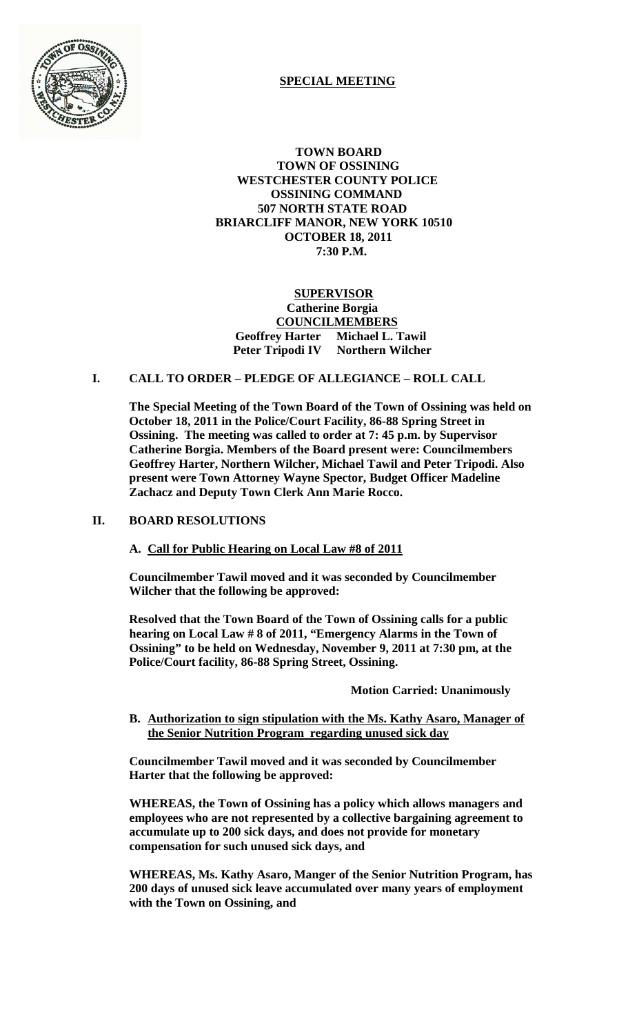## SPECIAL MEETING

**TOWN BOARD**
**TOWN OF OSSINING**
**WESTCHESTER COUNTY POLICE**
**OSSINING COMMAND**
**507 NORTH STATE ROAD**
**BRIARCLIFF MANOR, NEW YORK 10510**
**OCTOBER 18, 2011**
**7:30 P.M.**

**SUPERVISOR**
**Catherine Borgia**
**COUNCILMEMBERS**
**Geoffrey Harter Michael L. Tawil**
**Peter Tripodi IV Northern Wilcher**

### I. CALL TO ORDER – PLEDGE OF ALLEGIANCE – ROLL CALL

**The Special Meeting of the Town Board of the Town of Ossining was held on October 18, 2011 in the Police/Court Facility, 86-88 Spring Street in Ossining. The meeting was called to order at 7: 45 p.m. by Supervisor Catherine Borgia. Members of the Board present were: Councilmembers Geoffrey Harter, Northern Wilcher, Michael Tawil and Peter Tripodi. Also present were Town Attorney Wayne Spector, Budget Officer Madeline Zachacz and Deputy Town Clerk Ann Marie Rocco.**

### II. BOARD RESOLUTIONS

**A. Call for Public Hearing on Local Law #8 of 2011**

**Councilmember Tawil moved and it was seconded by Councilmember Wilcher that the following be approved:**

**Resolved that the Town Board of the Town of Ossining calls for a public hearing on Local Law # 8 of 2011, "Emergency Alarms in the Town of Ossining" to be held on Wednesday, November 9, 2011 at 7:30 pm, at the Police/Court facility, 86-88 Spring Street, Ossining.**

**Motion Carried: Unanimously**

**B. Authorization to sign stipulation with the Ms. Kathy Asaro, Manager of the Senior Nutrition Program regarding unused sick day**

**Councilmember Tawil moved and it was seconded by Councilmember Harter that the following be approved:**

**WHEREAS, the Town of Ossining has a policy which allows managers and employees who are not represented by a collective bargaining agreement to accumulate up to 200 sick days, and does not provide for monetary compensation for such unused sick days, and**

**WHEREAS, Ms. Kathy Asaro, Manger of the Senior Nutrition Program, has 200 days of unused sick leave accumulated over many years of employment with the Town on Ossining, and**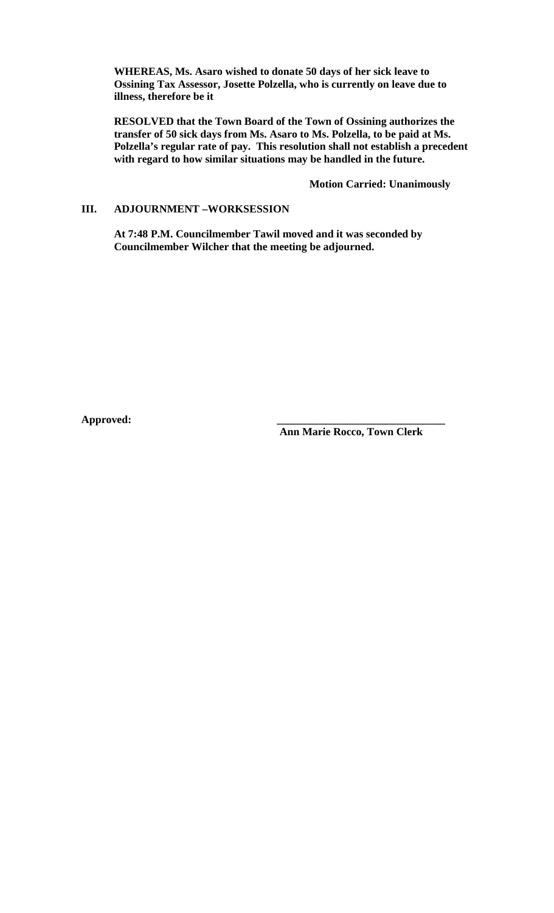**WHEREAS, Ms. Asaro wished to donate 50 days of her sick leave to Ossining Tax Assessor, Josette Polzella, who is currently on leave due to illness, therefore be it**

**RESOLVED that the Town Board of the Town of Ossining authorizes the transfer of 50 sick days from Ms. Asaro to Ms. Polzella, to be paid at Ms. Polzella's regular rate of pay. This resolution shall not establish a precedent with regard to how similar situations may be handled in the future.**

**Motion Carried: Unanimously**

## III. ADJOURNMENT –WORKSESSION

**At 7:48 P.M. Councilmember Tawil moved and it was seconded by Councilmember Wilcher that the meeting be adjourned.**

**Approved:** _______________________________

**Ann Marie Rocco, Town Clerk**